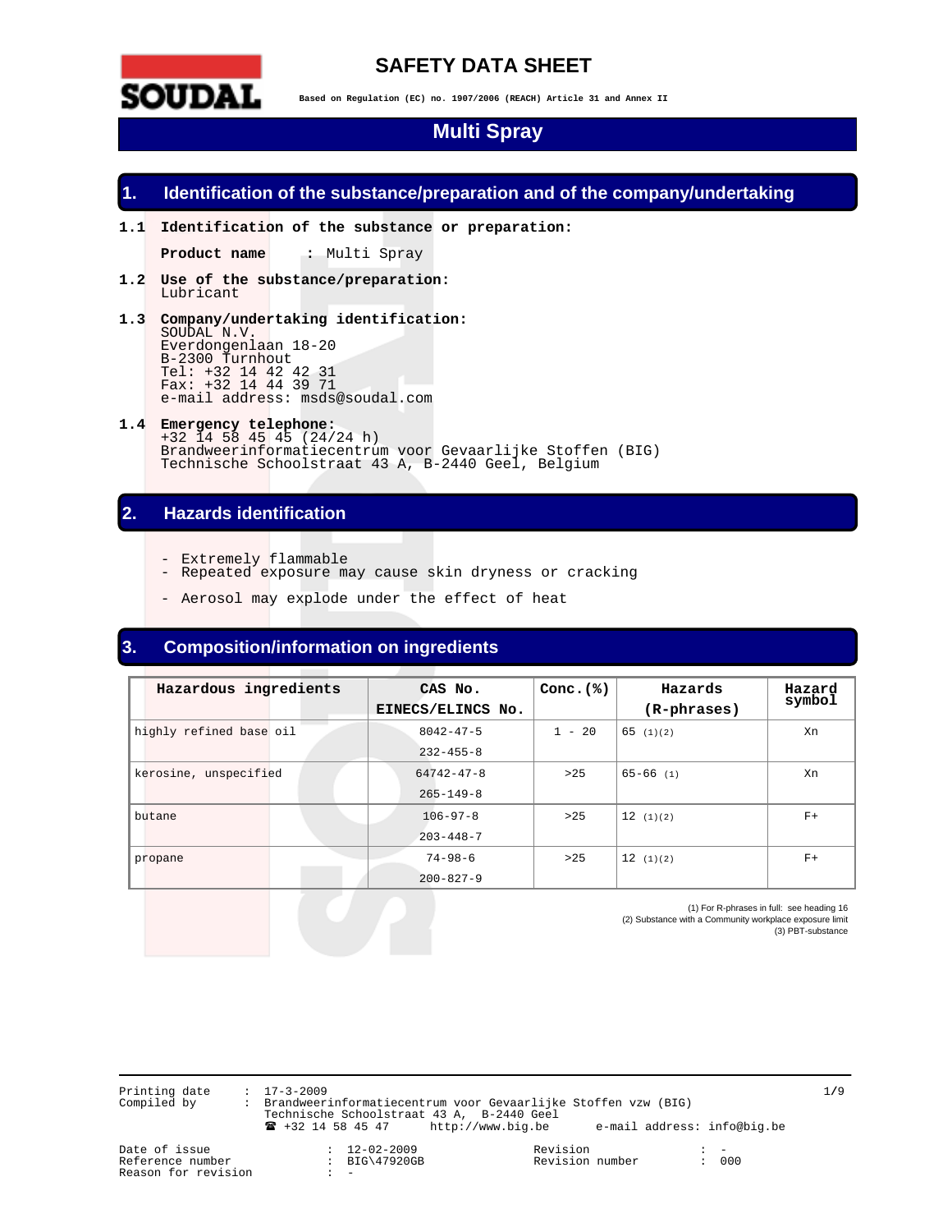# SAFETY DATA SHEET

**Based on Regulation (EC) no. 1907/2006 (REACH) Article 31 and Annex II**

## Multi Spray

## 1. Identification of the substance/preparation and of the company/undertaking

**1.1 Identification of the substance or preparation:**

**Product name** : Multi Spray

**1.2 Use of the substance/preparation:**
Lubricant

**1.3 Company/undertaking identification:**
SOUDAL N.V.
Everdongenlaan 18-20
B-2300 Turnhout
Tel: +32 14 42 42 31
Fax: +32 14 44 39 71
e-mail address: msds@soudal.com

**1.4 Emergency telephone:**
+32 14 58 45 45 (24/24 h)
Brandweerinformatiecentrum voor Gevaarlijke Stoffen (BIG)
Technische Schoolstraat 43 A, B-2440 Geel, Belgium

## 2. Hazards identification

- Extremely flammable
- Repeated exposure may cause skin dryness or cracking
- Aerosol may explode under the effect of heat

## 3. Composition/information on ingredients

| Hazardous ingredients | CAS No. EINECS/ELINCS No. | Conc.(%) | Hazards (R-phrases) | Hazard symbol |
|---|---|---|---|---|
| highly refined base oil | 8042-47-5 232-455-8 | 1 - 20 | 65 (1)(2) | Xn |
| kerosine, unspecified | 64742-47-8 265-149-8 | >25 | 65-66 (1) | Xn |
| butane | 106-97-8 203-448-7 | >25 | 12 (1)(2) | F+ |
| propane | 74-98-6 200-827-9 | >25 | 12 (1)(2) | F+ |

(1) For R-phrases in full: see heading 16
(2) Substance with a Community workplace exposure limit
(3) PBT-substance

Printing date : 17-3-2009
Compiled by : Brandweerinformatiecentrum voor Gevaarlijke Stoffen vzw (BIG)
Technische Schoolstraat 43 A, B-2440 Geel
☎ +32 14 58 45 47 http://www.big.be e-mail address: info@big.be

Date of issue : 12-02-2009
Reference number : BIG\47920GB
Reason for revision : -
Revision : -
Revision number : 000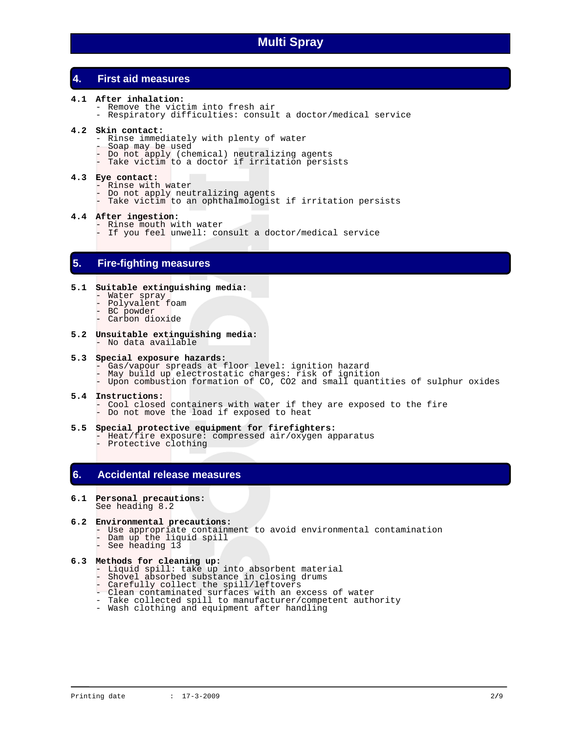# Multi Spray

## 4. First aid measures

**4.1 After inhalation:**
- Remove the victim into fresh air
- Respiratory difficulties: consult a doctor/medical service

**4.2 Skin contact:**
- Rinse immediately with plenty of water
- Soap may be used
- Do not apply (chemical) neutralizing agents
- Take victim to a doctor if irritation persists

**4.3 Eye contact:**
- Rinse with water
- Do not apply neutralizing agents
- Take victim to an ophthalmologist if irritation persists

**4.4 After ingestion:**
- Rinse mouth with water
- If you feel unwell: consult a doctor/medical service

## 5. Fire-fighting measures

**5.1 Suitable extinguishing media:**
- Water spray
- Polyvalent foam
- BC powder
- Carbon dioxide

**5.2 Unsuitable extinguishing media:**
- No data available

**5.3 Special exposure hazards:**
- Gas/vapour spreads at floor level: ignition hazard
- May build up electrostatic charges: risk of ignition
- Upon combustion formation of CO, $CO_2$ and small quantities of sulphur oxides

**5.4 Instructions:**
- Cool closed containers with water if they are exposed to the fire
- Do not move the load if exposed to heat

**5.5 Special protective equipment for firefighters:**
- Heat/fire exposure: compressed air/oxygen apparatus
- Protective clothing

## 6. Accidental release measures

**6.1 Personal precautions:**
See heading 8.2

**6.2 Environmental precautions:**
- Use appropriate containment to avoid environmental contamination
- Dam up the liquid spill
- See heading 13

**6.3 Methods for cleaning up:**
- Liquid spill: take up into absorbent material
- Shovel absorbed substance in closing drums
- Carefully collect the spill/leftovers
- Clean contaminated surfaces with an excess of water
- Take collected spill to manufacturer/competent authority
- Wash clothing and equipment after handling

Printing date : 17-3-2009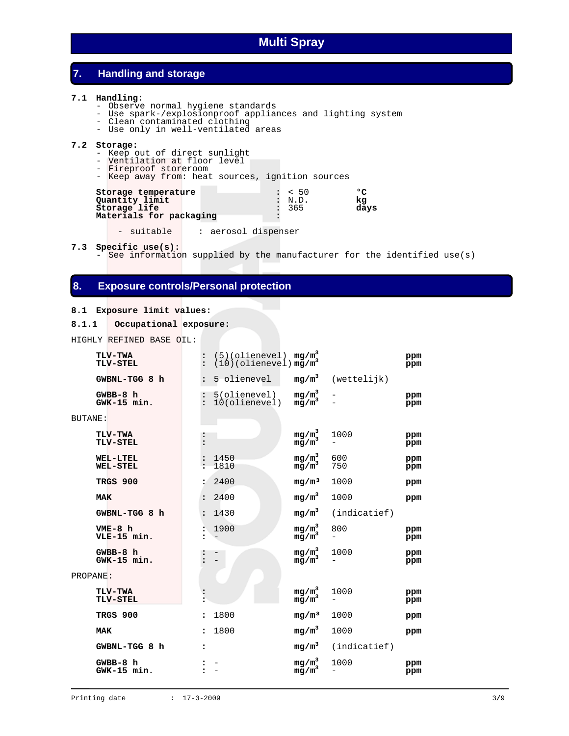## 7. Handling and storage

**7.1 Handling:**
- Observe normal hygiene standards
- Use spark-/explosionproof appliances and lighting system
- Clean contaminated clothing
- Use only in well-ventilated areas

**7.2 Storage:**
- Keep out of direct sunlight
- Ventilation at floor level
- Fireproof storeroom
- Keep away from: heat sources, ignition sources

| | | |
|---|---|---|
| **Storage temperature** | : < 50 | **°C** |
| **Quantity limit** | : N.D. | **kg** |
| **Storage life** | : 365 | **days** |
| **Materials for packaging** | : | |

- suitable : aerosol dispenser

**7.3 Specific use(s):**
- See information supplied by the manufacturer for the identified use(s)

## 8. Exposure controls/Personal protection

**8.1 Exposure limit values:**

**8.1.1 Occupational exposure:**

HIGHLY REFINED BASE OIL:

| Limit | Value | Unit | Value | Unit |
|---|---|---|---|---|
| **TLV-TWA** | : (5)(olienevel) | **$mg/m^3$** | | **ppm** |
| **TLV-STEL** | : (10)(olienevel) | **$mg/m^3$** | | **ppm** |
| **GWBNL-TGG 8 h** | : 5 olienevel | **$mg/m^3$** | (wettelijk) | |
| **GWBB-8 h** | : 5(olienevel) | **$mg/m^3$** | - | **ppm** |
| **GWK-15 min.** | : 10(olienevel) | **$mg/m^3$** | - | **ppm** |

BUTANE:

| Limit | Value | Unit | Value | Unit |
|---|---|---|---|---|
| **TLV-TWA** | : | **$mg/m^3$** | 1000 | **ppm** |
| **TLV-STEL** | : | **$mg/m^3$** | - | **ppm** |
| **WEL-LTEL** | : 1450 | **$mg/m^3$** | 600 | **ppm** |
| **WEL-STEL** | : 1810 | **$mg/m^3$** | 750 | **ppm** |
| **TRGS 900** | : 2400 | **$mg/m^3$** | 1000 | **ppm** |
| **MAK** | : 2400 | **$mg/m^3$** | 1000 | **ppm** |
| **GWBNL-TGG 8 h** | : 1430 | **$mg/m^3$** | (indicatief) | |
| **VME-8 h** | : 1900 | **$mg/m^3$** | 800 | **ppm** |
| **VLE-15 min.** | : - | **$mg/m^3$** | - | **ppm** |
| **GWBB-8 h** | : - | **$mg/m^3$** | 1000 | **ppm** |
| **GWK-15 min.** | : - | **$mg/m^3$** | - | **ppm** |

PROPANE:

| Limit | Value | Unit | Value | Unit |
|---|---|---|---|---|
| **TLV-TWA** | : | **$mg/m^3$** | 1000 | **ppm** |
| **TLV-STEL** | : | **$mg/m^3$** | - | **ppm** |
| **TRGS 900** | : 1800 | **$mg/m^3$** | 1000 | **ppm** |
| **MAK** | : 1800 | **$mg/m^3$** | 1000 | **ppm** |
| **GWBNL-TGG 8 h** | : | **$mg/m^3$** | (indicatief) | |
| **GWBB-8 h** | : - | **$mg/m^3$** | 1000 | **ppm** |
| **GWK-15 min.** | : - | **$mg/m^3$** | - | **ppm** |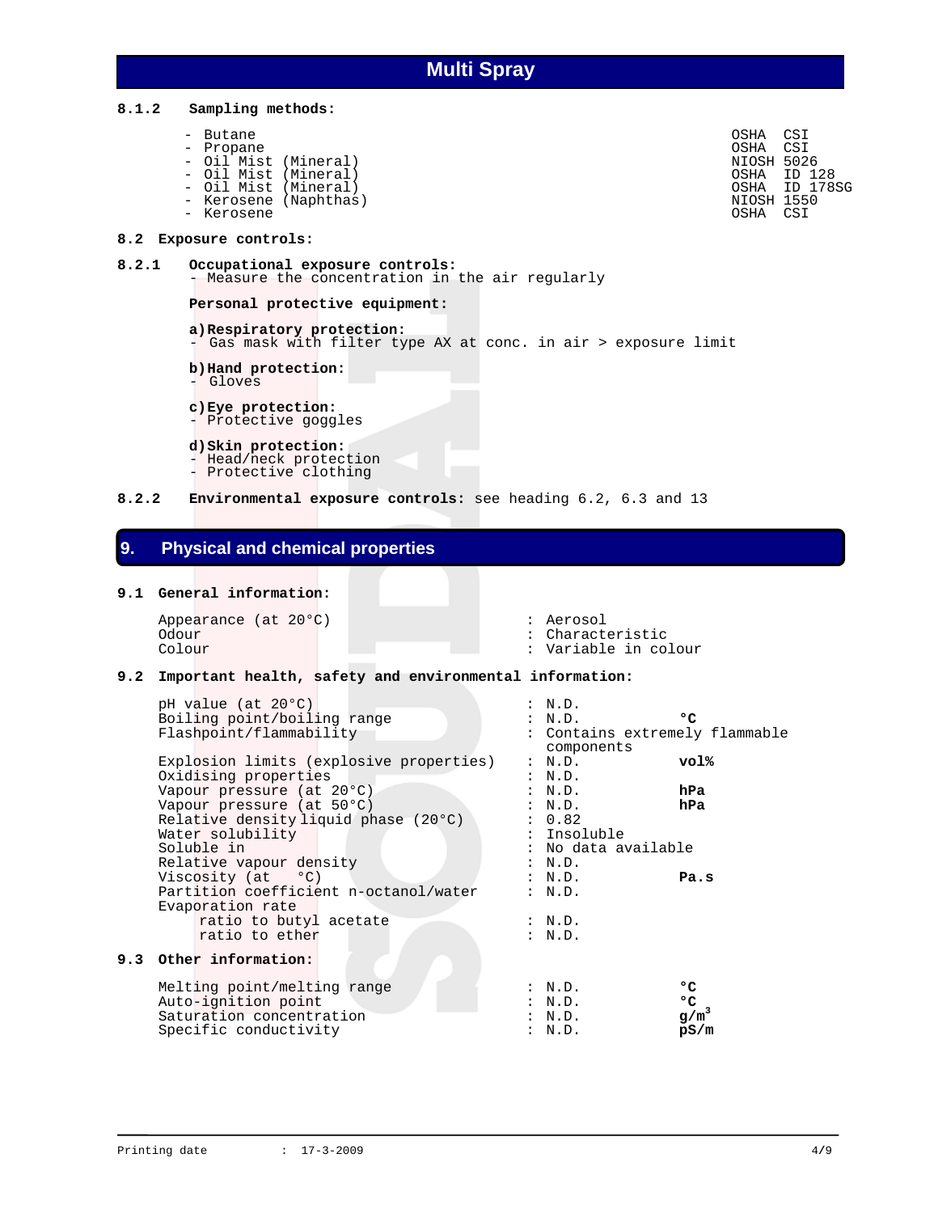**8.1.2 Sampling methods:**

| Substance | Method |
|---|---|
| - Butane | OSHA CSI |
| - Propane | OSHA CSI |
| - Oil Mist (Mineral) | NIOSH 5026 |
| - Oil Mist (Mineral) | OSHA ID 128 |
| - Oil Mist (Mineral) | OSHA ID 178SG |
| - Kerosene (Naphthas) | NIOSH 1550 |
| - Kerosene | OSHA CSI |

**8.2 Exposure controls:**

**8.2.1 Occupational exposure controls:**
- Measure the concentration in the air regularly

**Personal protective equipment:**

**a) Respiratory protection:**
- Gas mask with filter type AX at conc. in air > exposure limit

**b) Hand protection:**
- Gloves

**c) Eye protection:**
- Protective goggles

**d) Skin protection:**
- Head/neck protection
- Protective clothing

**8.2.2 Environmental exposure controls:** see heading 6.2, 6.3 and 13

## 9. Physical and chemical properties

**9.1 General information:**

| Property | Value |
|---|---|
| Appearance (at 20°C) | : Aerosol |
| Odour | : Characteristic |
| Colour | : Variable in colour |

**9.2 Important health, safety and environmental information:**

| Property | Value | Unit |
|---|---|---|
| pH value (at 20°C) | : N.D. | |
| Boiling point/boiling range | : N.D. | °C |
| Flashpoint/flammability | : Contains extremely flammable components | |
| Explosion limits (explosive properties) | : N.D. | vol% |
| Oxidising properties | : N.D. | |
| Vapour pressure (at 20°C) | : N.D. | hPa |
| Vapour pressure (at 50°C) | : N.D. | hPa |
| Relative density liquid phase (20°C) | : 0.82 | |
| Water solubility | : Insoluble | |
| Soluble in | : No data available | |
| Relative vapour density | : N.D. | |
| Viscosity (at °C) | : N.D. | Pa.s |
| Partition coefficient n-octanol/water | : N.D. | |
| Evaporation rate | | |
| ratio to butyl acetate | : N.D. | |
| ratio to ether | : N.D. | |

**9.3 Other information:**

| Property | Value | Unit |
|---|---|---|
| Melting point/melting range | : N.D. | °C |
| Auto-ignition point | : N.D. | °C |
| Saturation concentration | : N.D. | $g/m^3$ |
| Specific conductivity | : N.D. | pS/m |

Printing date : 17-3-2009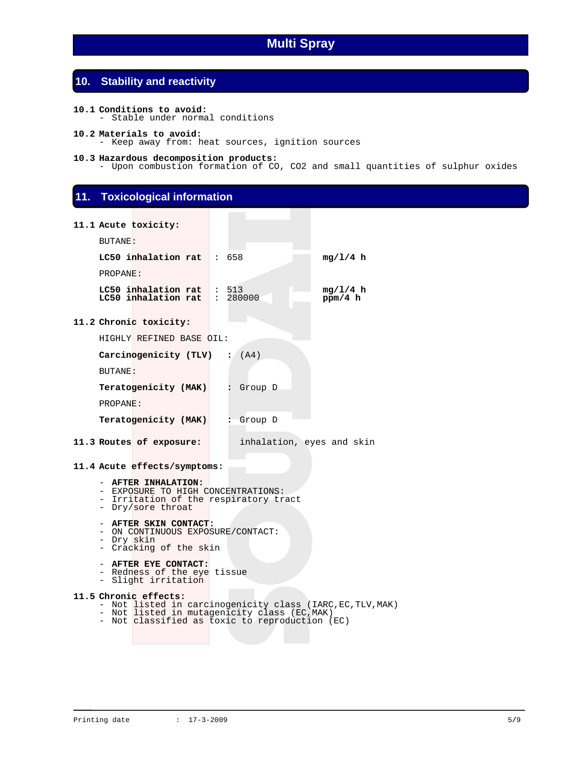# Multi Spray

## 10. Stability and reactivity

**10.1 Conditions to avoid:**
- Stable under normal conditions

**10.2 Materials to avoid:**
- Keep away from: heat sources, ignition sources

**10.3 Hazardous decomposition products:**
- Upon combustion formation of CO, CO2 and small quantities of sulphur oxides

## 11. Toxicological information

**11.1 Acute toxicity:**

BUTANE:

| | | |
|---|---|---|
| **LC50 inhalation rat** | : 658 | **mg/l/4 h** |

PROPANE:

| | | |
|---|---|---|
| **LC50 inhalation rat** | : 513 | **mg/l/4 h** |
| **LC50 inhalation rat** | : 280000 | **ppm/4 h** |

**11.2 Chronic toxicity:**

HIGHLY REFINED BASE OIL:

**Carcinogenicity (TLV)** **:** (A4)

BUTANE:

**Teratogenicity (MAK)** **:** Group D

PROPANE:

**Teratogenicity (MAK)** **:** Group D

**11.3 Routes of exposure:** inhalation, eyes and skin

**11.4 Acute effects/symptoms:**

- **AFTER INHALATION:**
- EXPOSURE TO HIGH CONCENTRATIONS:
- Irritation of the respiratory tract
- Dry/sore throat

- **AFTER SKIN CONTACT:**
- ON CONTINUOUS EXPOSURE/CONTACT:
- Dry skin
- Cracking of the skin

- **AFTER EYE CONTACT:**
- Redness of the eye tissue
- Slight irritation

**11.5 Chronic effects:**
- Not listed in carcinogenicity class (IARC,EC,TLV,MAK)
- Not listed in mutagenicity class (EC,MAK)
- Not classified as toxic to reproduction (EC)

Printing date : 17-3-2009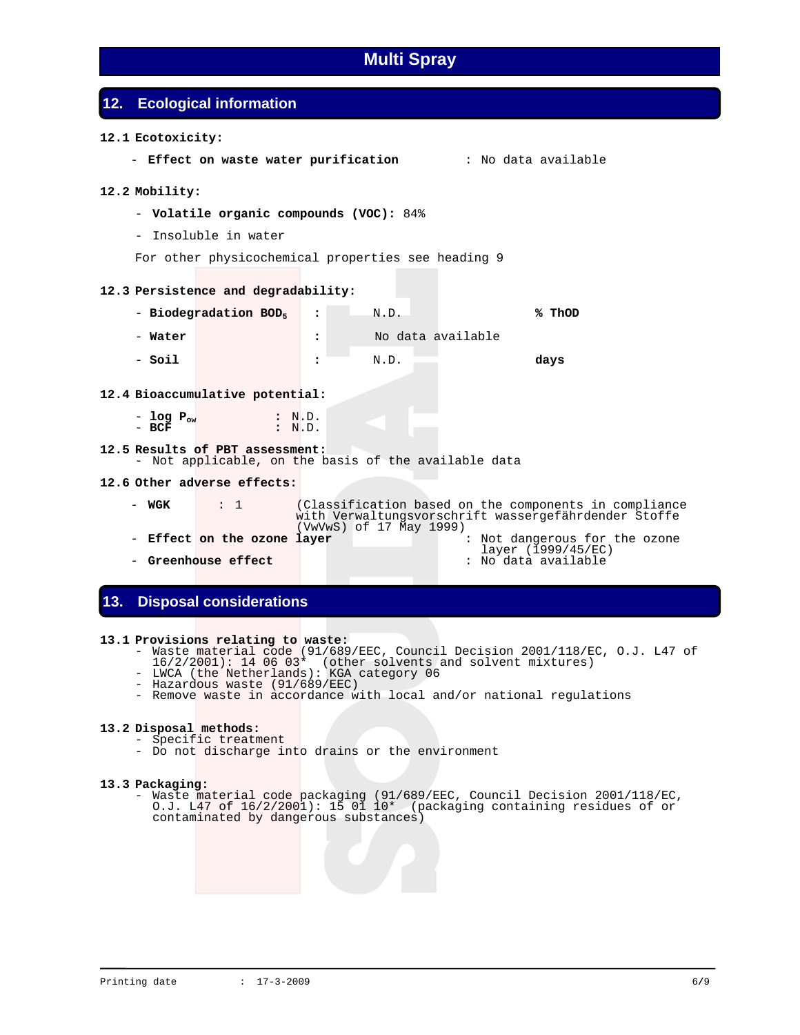# Multi Spray

## 12. Ecological information

**12.1 Ecotoxicity:**

- **Effect on waste water purification** : No data available

**12.2 Mobility:**

- **Volatile organic compounds (VOC):** 84%
- Insoluble in water

For other physicochemical properties see heading 9

**12.3 Persistence and degradability:**

| | | | |
|---|---|---|---|
| - **Biodegradation $BOD_5$** | : | N.D. | **% ThOD** |
| - **Water** | : | No data available | |
| - **Soil** | : | N.D. | **days** |

**12.4 Bioaccumulative potential:**

- **log $P_{ow}$** : N.D.
- **BCF** : N.D.

**12.5 Results of PBT assessment:**
- Not applicable, on the basis of the available data

**12.6 Other adverse effects:**

- **WGK** : 1 (Classification based on the components in compliance with Verwaltungsvorschrift wassergefährdender Stoffe (VwVwS) of 17 May 1999)
- **Effect on the ozone layer** : Not dangerous for the ozone layer (1999/45/EC)
- **Greenhouse effect** : No data available

## 13. Disposal considerations

**13.1 Provisions relating to waste:**
- Waste material code (91/689/EEC, Council Decision 2001/118/EC, O.J. L47 of 16/2/2001): 14 06 03* (other solvents and solvent mixtures)
- LWCA (the Netherlands): KGA category 06
- Hazardous waste (91/689/EEC)
- Remove waste in accordance with local and/or national regulations

**13.2 Disposal methods:**
- Specific treatment
- Do not discharge into drains or the environment

**13.3 Packaging:**
- Waste material code packaging (91/689/EEC, Council Decision 2001/118/EC, O.J. L47 of 16/2/2001): 15 01 10* (packaging containing residues of or contaminated by dangerous substances)

Printing date : 17-3-2009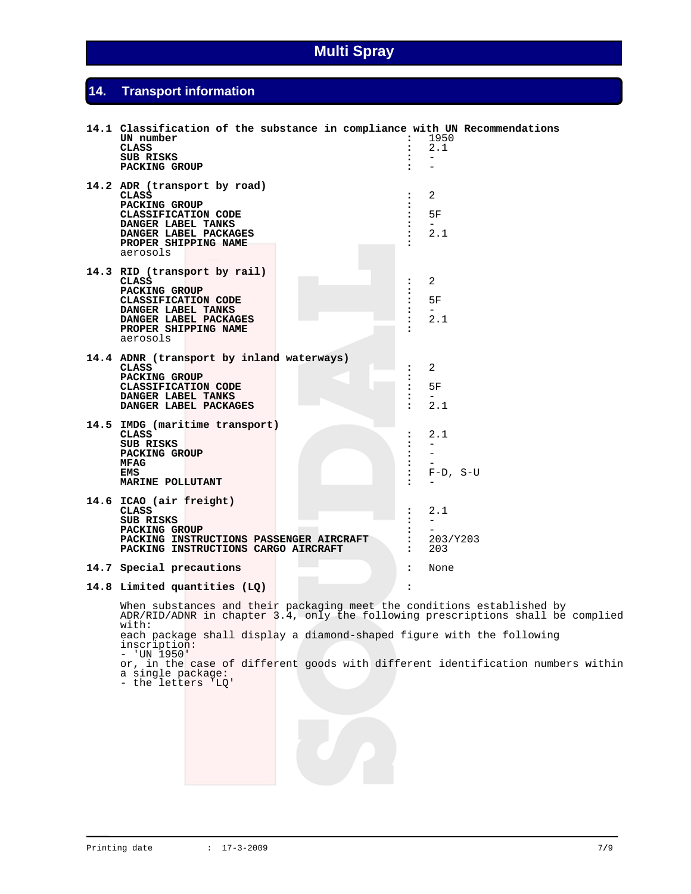# Multi Spray

## 14. Transport information

**14.1 Classification of the substance in compliance with UN Recommendations**

| | | |
|---|---|---|
| **UN number** | : | 1950 |
| **CLASS** | : | 2.1 |
| **SUB RISKS** | : | - |
| **PACKING GROUP** | : | - |

**14.2 ADR (transport by road)**

| | | |
|---|---|---|
| **CLASS** | : | 2 |
| **PACKING GROUP** | : | |
| **CLASSIFICATION CODE** | : | 5F |
| **DANGER LABEL TANKS** | : | - |
| **DANGER LABEL PACKAGES** | : | 2.1 |
| **PROPER SHIPPING NAME** | : | |

aerosols

**14.3 RID (transport by rail)**

| | | |
|---|---|---|
| **CLASS** | : | 2 |
| **PACKING GROUP** | : | |
| **CLASSIFICATION CODE** | : | 5F |
| **DANGER LABEL TANKS** | : | - |
| **DANGER LABEL PACKAGES** | : | 2.1 |
| **PROPER SHIPPING NAME** | : | |

aerosols

**14.4 ADNR (transport by inland waterways)**

| | | |
|---|---|---|
| **CLASS** | : | 2 |
| **PACKING GROUP** | : | |
| **CLASSIFICATION CODE** | : | 5F |
| **DANGER LABEL TANKS** | : | - |
| **DANGER LABEL PACKAGES** | : | 2.1 |

**14.5 IMDG (maritime transport)**

| | | |
|---|---|---|
| **CLASS** | : | 2.1 |
| **SUB RISKS** | : | - |
| **PACKING GROUP** | : | - |
| **MFAG** | : | - |
| **EMS** | : | F-D, S-U |
| **MARINE POLLUTANT** | : | - |

**14.6 ICAO (air freight)**

| | | |
|---|---|---|
| **CLASS** | : | 2.1 |
| **SUB RISKS** | : | - |
| **PACKING GROUP** | : | - |
| **PACKING INSTRUCTIONS PASSENGER AIRCRAFT** | : | 203/Y203 |
| **PACKING INSTRUCTIONS CARGO AIRCRAFT** | : | 203 |

**14.7 Special precautions** : None

**14.8 Limited quantities (LQ)** :

When substances and their packaging meet the conditions established by ADR/RID/ADNR in chapter 3.4, only the following prescriptions shall be complied with:
each package shall display a diamond-shaped figure with the following inscription:
- 'UN 1950'
or, in the case of different goods with different identification numbers within a single package:
- the letters 'LQ'

Printing date : 17-3-2009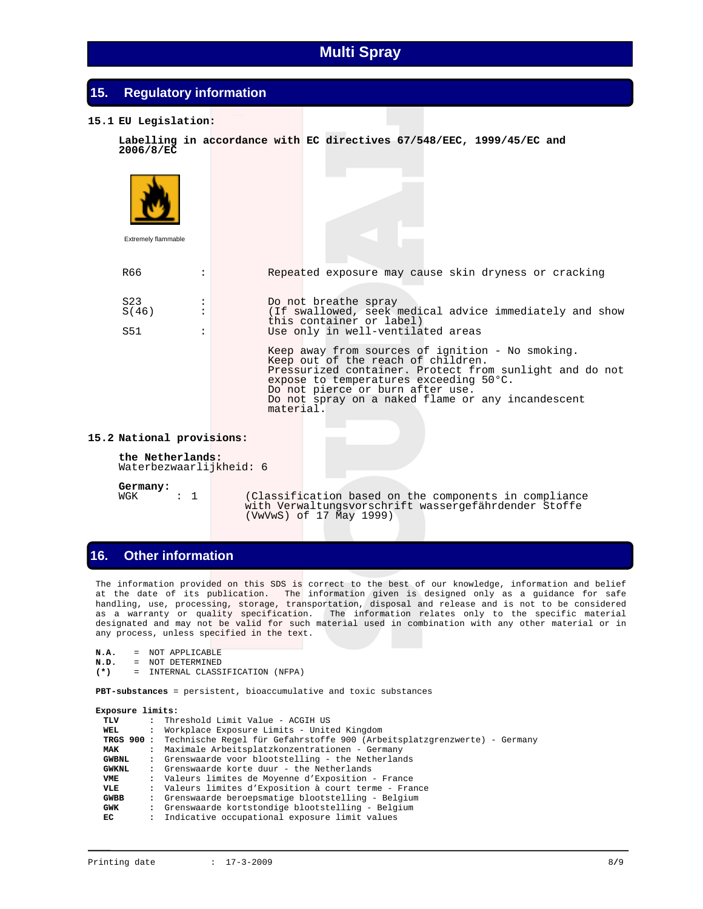# Multi Spray

## 15. Regulatory information

### 15.1 EU Legislation:

**Labelling in accordance with EC directives 67/548/EEC, 1999/45/EC and 2006/8/EC**

Extremely flammable

| | | |
|---|---|---|
| R66 | : | Repeated exposure may cause skin dryness or cracking |
| S23 | : | Do not breathe spray |
| S(46) | : | (If swallowed, seek medical advice immediately and show this container or label) |
| S51 | : | Use only in well-ventilated areas |

Keep away from sources of ignition - No smoking.
Keep out of the reach of children.
Pressurized container. Protect from sunlight and do not expose to temperatures exceeding 50°C.
Do not pierce or burn after use.
Do not spray on a naked flame or any incandescent material.

### 15.2 National provisions:

**the Netherlands:**
Waterbezwaarlijkheid: 6

**Germany:**
WGK : 1 (Classification based on the components in compliance with Verwaltungsvorschrift wassergefährdender Stoffe (VwVwS) of 17 May 1999)

## 16. Other information

The information provided on this SDS is correct to the best of our knowledge, information and belief at the date of its publication. The information given is designed only as a guidance for safe handling, use, processing, storage, transportation, disposal and release and is not to be considered as a warranty or quality specification. The information relates only to the specific material designated and may not be valid for such material used in combination with any other material or in any process, unless specified in the text.

**N.A.** = NOT APPLICABLE
**N.D.** = NOT DETERMINED
**(\*)** = INTERNAL CLASSIFICATION (NFPA)

**PBT-substances** = persistent, bioaccumulative and toxic substances

**Exposure limits:**

| | | |
|---|---|---|
| **TLV** | : | Threshold Limit Value - ACGIH US |
| **WEL** | : | Workplace Exposure Limits - United Kingdom |
| **TRGS 900** | : | Technische Regel für Gefahrstoffe 900 (Arbeitsplatzgrenzwerte) - Germany |
| **MAK** | : | Maximale Arbeitsplatzkonzentrationen - Germany |
| **GWBNL** | : | Grenswaarde voor blootstelling - the Netherlands |
| **GWKNL** | : | Grenswaarde korte duur - the Netherlands |
| **VME** | : | Valeurs limites de Moyenne d'Exposition - France |
| **VLE** | : | Valeurs limites d'Exposition à court terme - France |
| **GWBB** | : | Grenswaarde beroepsmatige blootstelling - Belgium |
| **GWK** | : | Grenswaarde kortstondige blootstelling - Belgium |
| **EC** | : | Indicative occupational exposure limit values |

Printing date : 17-3-2009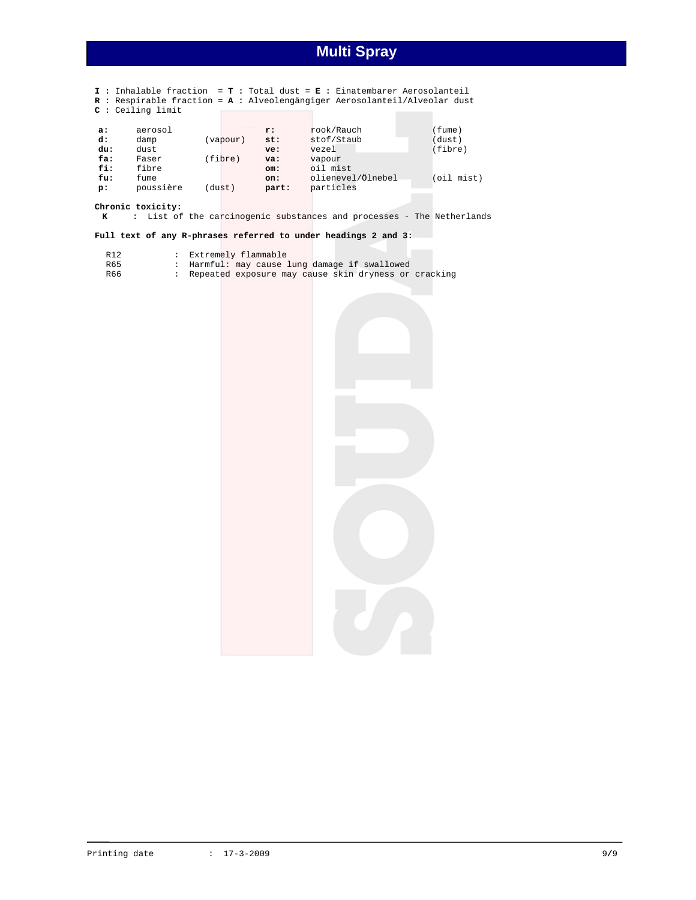**I :** Inhalable fraction = **T :** Total dust = **E :** Einatembarer Aerosolanteil
**R :** Respirable fraction = **A :** Alveolengängiger Aerosolanteil/Alveolar dust
**C :** Ceiling limit

| | | | | | |
|---|---|---|---|---|---|
| **a:** | aerosol | | **r:** | rook/Rauch | (fume) |
| **d:** | damp | (vapour) | **st:** | stof/Staub | (dust) |
| **du:** | dust | | **ve:** | vezel | (fibre) |
| **fa:** | Faser | (fibre) | **va:** | vapour | |
| **fi:** | fibre | | **om:** | oil mist | |
| **fu:** | fume | | **on:** | olienevel/Ölnebel | (oil mist) |
| **p:** | poussière | (dust) | **part:** | particles | |

**Chronic toxicity:**
**K** : List of the carcinogenic substances and processes - The Netherlands

**Full text of any R-phrases referred to under headings 2 and 3:**

R12 : Extremely flammable
R65 : Harmful: may cause lung damage if swallowed
R66 : Repeated exposure may cause skin dryness or cracking

Printing date : 17-3-2009